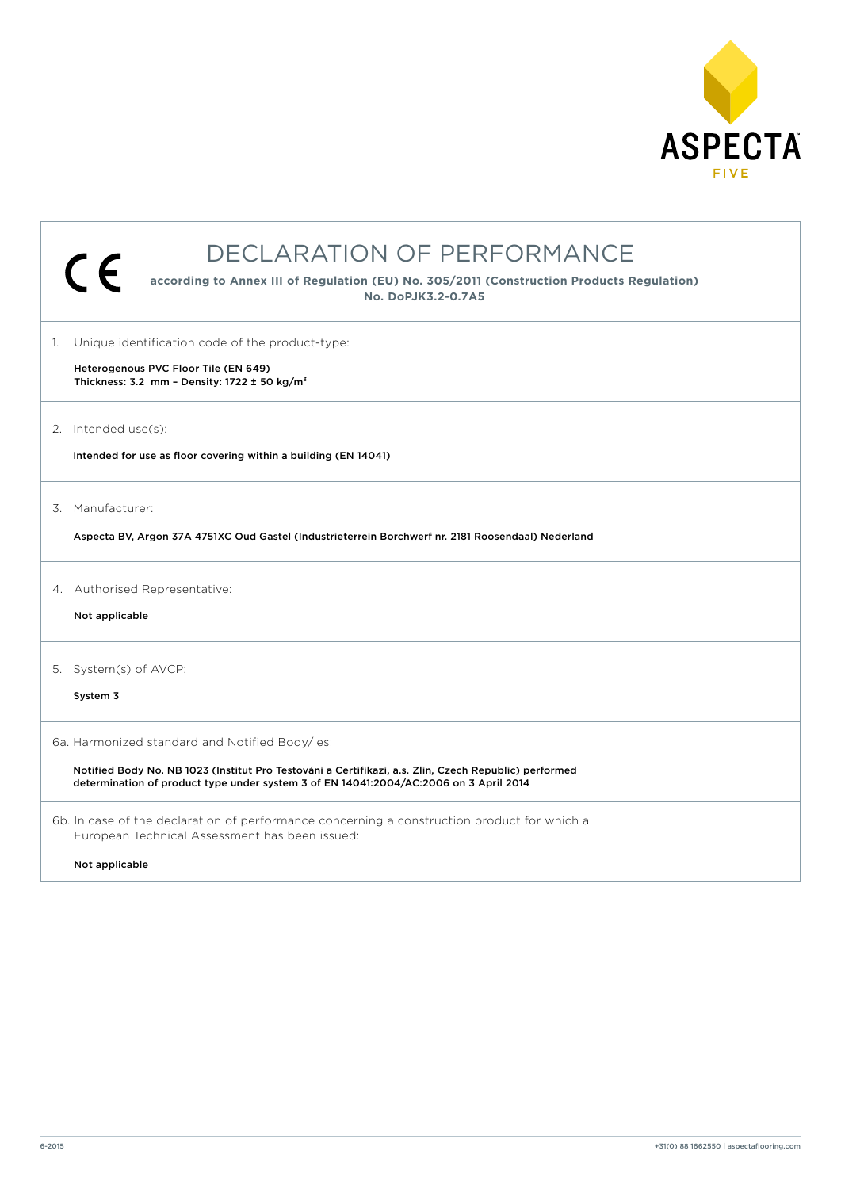ASPECTA

FIVE

# DECLARATION OF PERFORMANCE

**according to Annex III of Regulation (EU) No. 305/2011 (Construction Products Regulation)**
**No. DoPJK3.2-0.7A5**

1. Unique identification code of the product-type:

   **Heterogenous PVC Floor Tile (EN 649)**
   **Thickness: 3.2 mm – Density: 1722 ± 50 kg/m³**

2. Intended use(s):

   **Intended for use as floor covering within a building (EN 14041)**

3. Manufacturer:

   **Aspecta BV, Argon 37A 4751XC Oud Gastel (Industrieterrein Borchwerf nr. 2181 Roosendaal) Nederland**

4. Authorised Representative:

   **Not applicable**

5. System(s) of AVCP:

   **System 3**

6a. Harmonized standard and Notified Body/ies:

   **Notified Body No. NB 1023 (Institut Pro Testováni a Certifikazi, a.s. Zlin, Czech Republic) performed determination of product type under system 3 of EN 14041:2004/AC:2006 on 3 April 2014**

6b. In case of the declaration of performance concerning a construction product for which a European Technical Assessment has been issued:

   **Not applicable**

6-2015

+31(0) 88 1662550 | aspectaflooring.com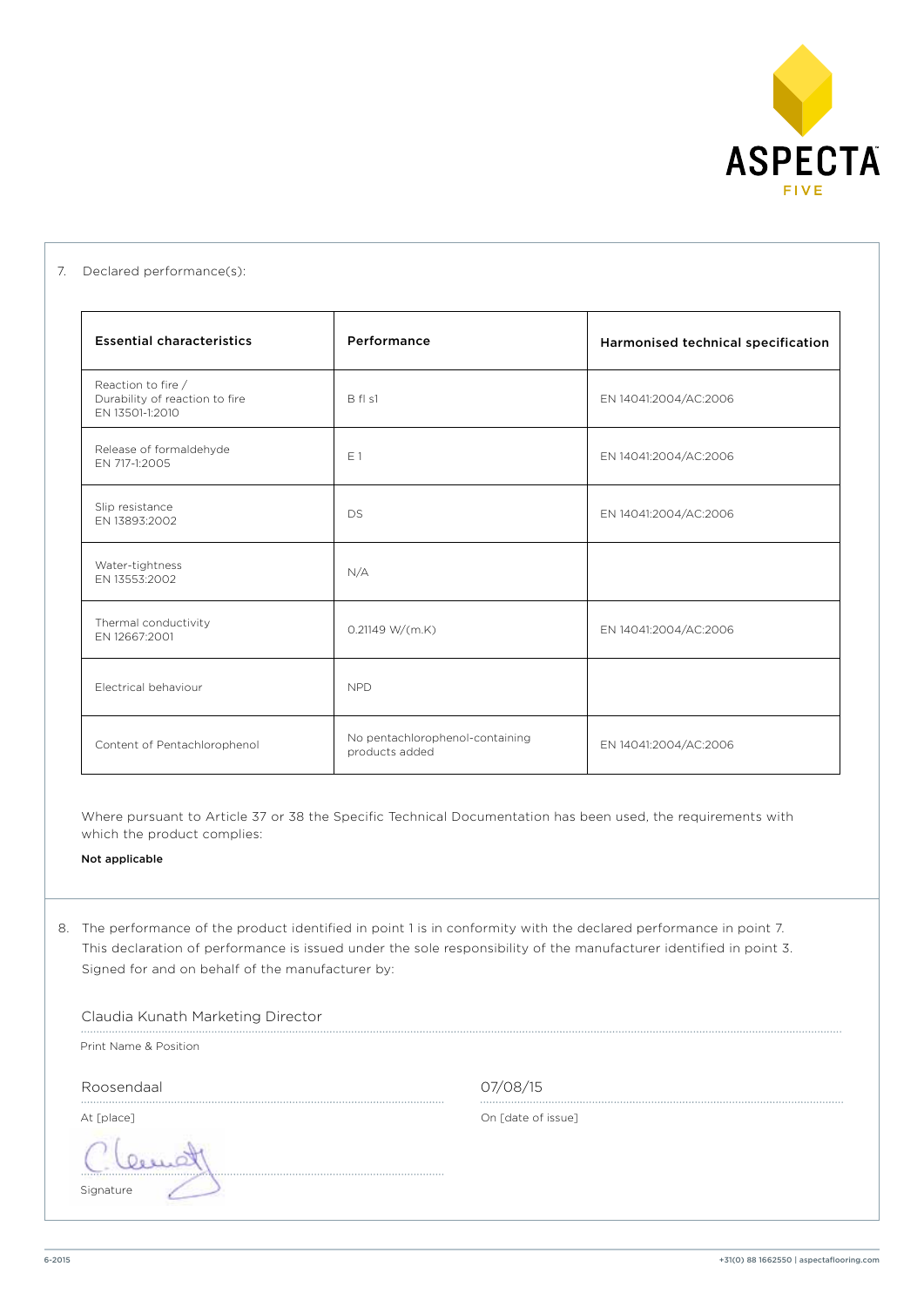7. Declared performance(s):

| Essential characteristics | Performance | Harmonised technical specification |
|---|---|---|
| Reaction to fire / Durability of reaction to fire EN 13501-1:2010 | B fl s1 | EN 14041:2004/AC:2006 |
| Release of formaldehyde EN 717-1:2005 | E 1 | EN 14041:2004/AC:2006 |
| Slip resistance EN 13893:2002 | DS | EN 14041:2004/AC:2006 |
| Water-tightness EN 13553:2002 | N/A | |
| Thermal conductivity EN 12667:2001 | 0.21149 W/(m.K) | EN 14041:2004/AC:2006 |
| Electrical behaviour | NPD | |
| Content of Pentachlorophenol | No pentachlorophenol-containing products added | EN 14041:2004/AC:2006 |

Where pursuant to Article 37 or 38 the Specific Technical Documentation has been used, the requirements with which the product complies:

**Not applicable**

8. The performance of the product identified in point 1 is in conformity with the declared performance in point 7. This declaration of performance is issued under the sole responsibility of the manufacturer identified in point 3. Signed for and on behalf of the manufacturer by:

Claudia Kunath Marketing Director

Print Name & Position

Roosendaal

At [place]

07/08/15

On [date of issue]

Signature